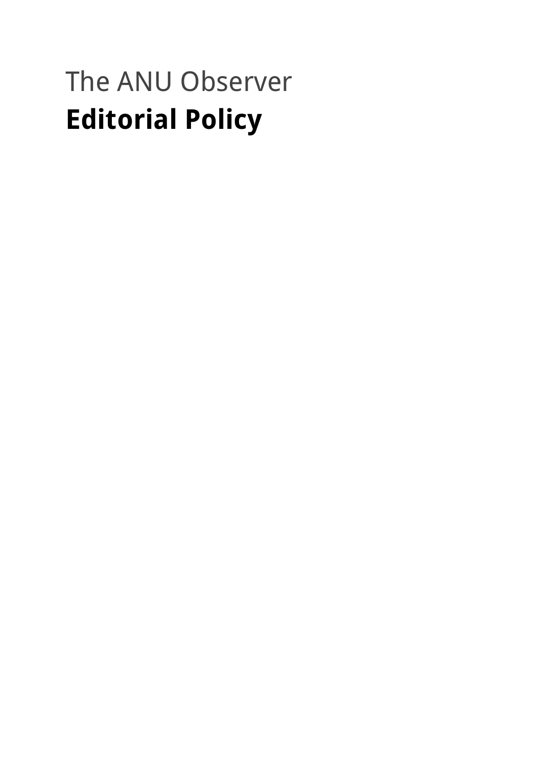The ANU Observer

# Editorial Policy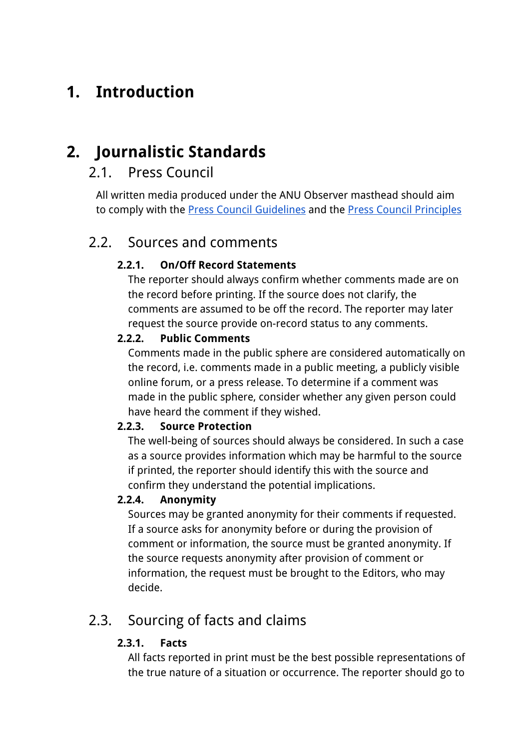# 1. Introduction

# 2. Journalistic Standards

## 2.1. Press Council

All written media produced under the ANU Observer masthead should aim to comply with the Press Council Guidelines and the Press Council Principles

## 2.2. Sources and comments

### 2.2.1. On/Off Record Statements

The reporter should always confirm whether comments made are on the record before printing. If the source does not clarify, the comments are assumed to be off the record. The reporter may later request the source provide on-record status to any comments.

### 2.2.2. Public Comments

Comments made in the public sphere are considered automatically on the record, i.e. comments made in a public meeting, a publicly visible online forum, or a press release. To determine if a comment was made in the public sphere, consider whether any given person could have heard the comment if they wished.

### 2.2.3. Source Protection

The well-being of sources should always be considered. In such a case as a source provides information which may be harmful to the source if printed, the reporter should identify this with the source and confirm they understand the potential implications.

### 2.2.4. Anonymity

Sources may be granted anonymity for their comments if requested. If a source asks for anonymity before or during the provision of comment or information, the source must be granted anonymity. If the source requests anonymity after provision of comment or information, the request must be brought to the Editors, who may decide.

## 2.3. Sourcing of facts and claims

### 2.3.1. Facts

All facts reported in print must be the best possible representations of the true nature of a situation or occurrence. The reporter should go to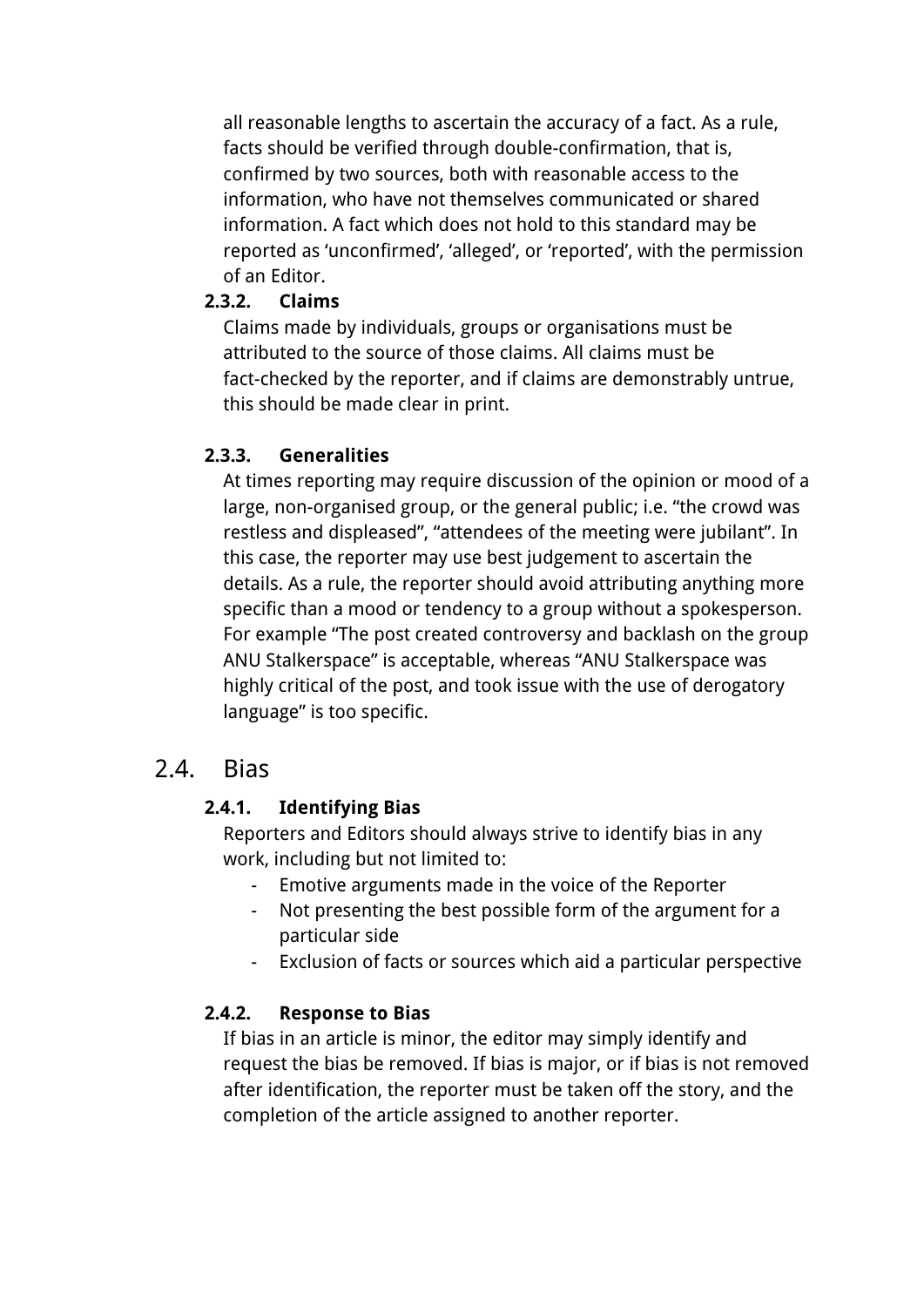all reasonable lengths to ascertain the accuracy of a fact. As a rule, facts should be verified through double-confirmation, that is, confirmed by two sources, both with reasonable access to the information, who have not themselves communicated or shared information. A fact which does not hold to this standard may be reported as 'unconfirmed', 'alleged', or 'reported', with the permission of an Editor.

#### 2.3.2. Claims

Claims made by individuals, groups or organisations must be attributed to the source of those claims. All claims must be fact-checked by the reporter, and if claims are demonstrably untrue, this should be made clear in print.

#### 2.3.3. Generalities

At times reporting may require discussion of the opinion or mood of a large, non-organised group, or the general public; i.e. "the crowd was restless and displeased", "attendees of the meeting were jubilant". In this case, the reporter may use best judgement to ascertain the details. As a rule, the reporter should avoid attributing anything more specific than a mood or tendency to a group without a spokesperson. For example "The post created controversy and backlash on the group ANU Stalkerspace" is acceptable, whereas "ANU Stalkerspace was highly critical of the post, and took issue with the use of derogatory language" is too specific.

### 2.4. Bias

#### 2.4.1. Identifying Bias

Reporters and Editors should always strive to identify bias in any work, including but not limited to:

- Emotive arguments made in the voice of the Reporter
- Not presenting the best possible form of the argument for a particular side
- Exclusion of facts or sources which aid a particular perspective

#### 2.4.2. Response to Bias

If bias in an article is minor, the editor may simply identify and request the bias be removed. If bias is major, or if bias is not removed after identification, the reporter must be taken off the story, and the completion of the article assigned to another reporter.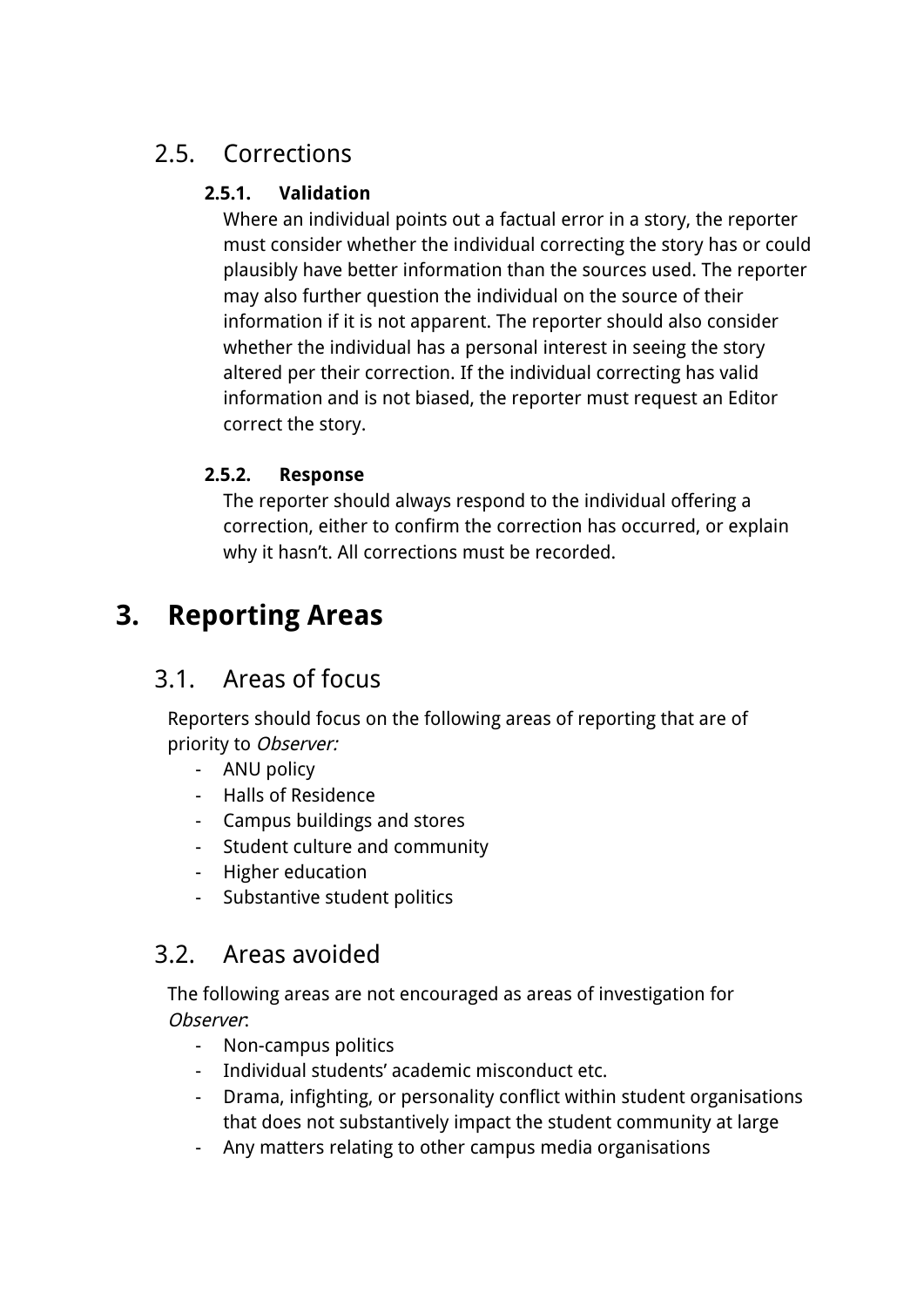## 2.5. Corrections

### 2.5.1. Validation

Where an individual points out a factual error in a story, the reporter must consider whether the individual correcting the story has or could plausibly have better information than the sources used. The reporter may also further question the individual on the source of their information if it is not apparent. The reporter should also consider whether the individual has a personal interest in seeing the story altered per their correction. If the individual correcting has valid information and is not biased, the reporter must request an Editor correct the story.

### 2.5.2. Response

The reporter should always respond to the individual offering a correction, either to confirm the correction has occurred, or explain why it hasn't. All corrections must be recorded.

# 3. Reporting Areas

## 3.1. Areas of focus

Reporters should focus on the following areas of reporting that are of priority to *Observer:*

- ANU policy
- Halls of Residence
- Campus buildings and stores
- Student culture and community
- Higher education
- Substantive student politics

## 3.2. Areas avoided

The following areas are not encouraged as areas of investigation for *Observer*:

- Non-campus politics
- Individual students' academic misconduct etc.
- Drama, infighting, or personality conflict within student organisations that does not substantively impact the student community at large
- Any matters relating to other campus media organisations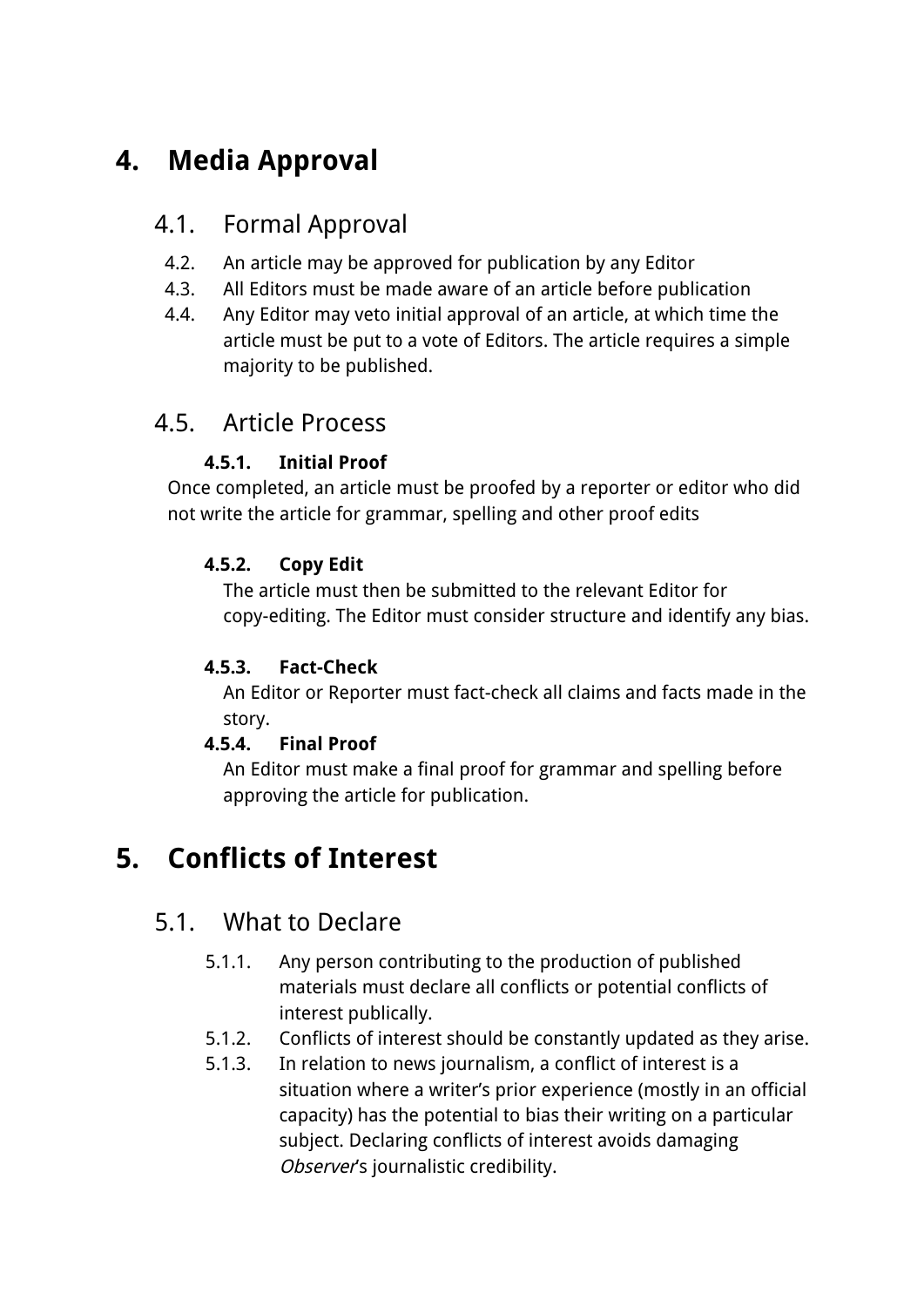# 4. Media Approval

## 4.1. Formal Approval

4.2. An article may be approved for publication by any Editor

4.3. All Editors must be made aware of an article before publication

4.4. Any Editor may veto initial approval of an article, at which time the article must be put to a vote of Editors. The article requires a simple majority to be published.

## 4.5. Article Process

### 4.5.1. Initial Proof

Once completed, an article must be proofed by a reporter or editor who did not write the article for grammar, spelling and other proof edits

### 4.5.2. Copy Edit

The article must then be submitted to the relevant Editor for copy-editing. The Editor must consider structure and identify any bias.

### 4.5.3. Fact-Check

An Editor or Reporter must fact-check all claims and facts made in the story.

### 4.5.4. Final Proof

An Editor must make a final proof for grammar and spelling before approving the article for publication.

# 5. Conflicts of Interest

## 5.1. What to Declare

5.1.1. Any person contributing to the production of published materials must declare all conflicts or potential conflicts of interest publically.

5.1.2. Conflicts of interest should be constantly updated as they arise.

5.1.3. In relation to news journalism, a conflict of interest is a situation where a writer's prior experience (mostly in an official capacity) has the potential to bias their writing on a particular subject. Declaring conflicts of interest avoids damaging *Observer*'s journalistic credibility.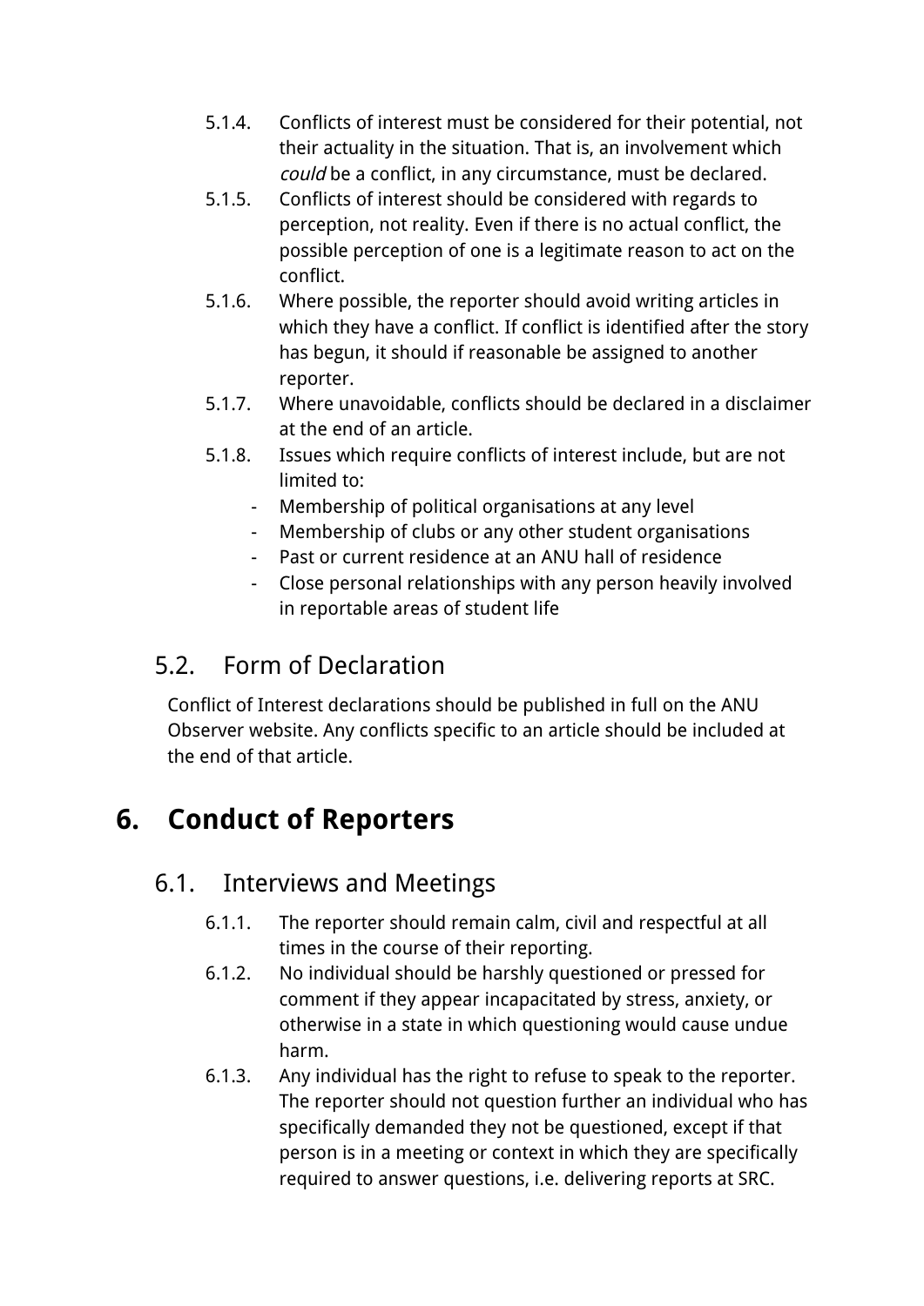5.1.4. Conflicts of interest must be considered for their potential, not their actuality in the situation. That is, an involvement which *could* be a conflict, in any circumstance, must be declared.

5.1.5. Conflicts of interest should be considered with regards to perception, not reality. Even if there is no actual conflict, the possible perception of one is a legitimate reason to act on the conflict.

5.1.6. Where possible, the reporter should avoid writing articles in which they have a conflict. If conflict is identified after the story has begun, it should if reasonable be assigned to another reporter.

5.1.7. Where unavoidable, conflicts should be declared in a disclaimer at the end of an article.

5.1.8. Issues which require conflicts of interest include, but are not limited to:

- Membership of political organisations at any level
- Membership of clubs or any other student organisations
- Past or current residence at an ANU hall of residence
- Close personal relationships with any person heavily involved in reportable areas of student life

## 5.2. Form of Declaration

Conflict of Interest declarations should be published in full on the ANU Observer website. Any conflicts specific to an article should be included at the end of that article.

# 6. Conduct of Reporters

## 6.1. Interviews and Meetings

6.1.1. The reporter should remain calm, civil and respectful at all times in the course of their reporting.

6.1.2. No individual should be harshly questioned or pressed for comment if they appear incapacitated by stress, anxiety, or otherwise in a state in which questioning would cause undue harm.

6.1.3. Any individual has the right to refuse to speak to the reporter. The reporter should not question further an individual who has specifically demanded they not be questioned, except if that person is in a meeting or context in which they are specifically required to answer questions, i.e. delivering reports at SRC.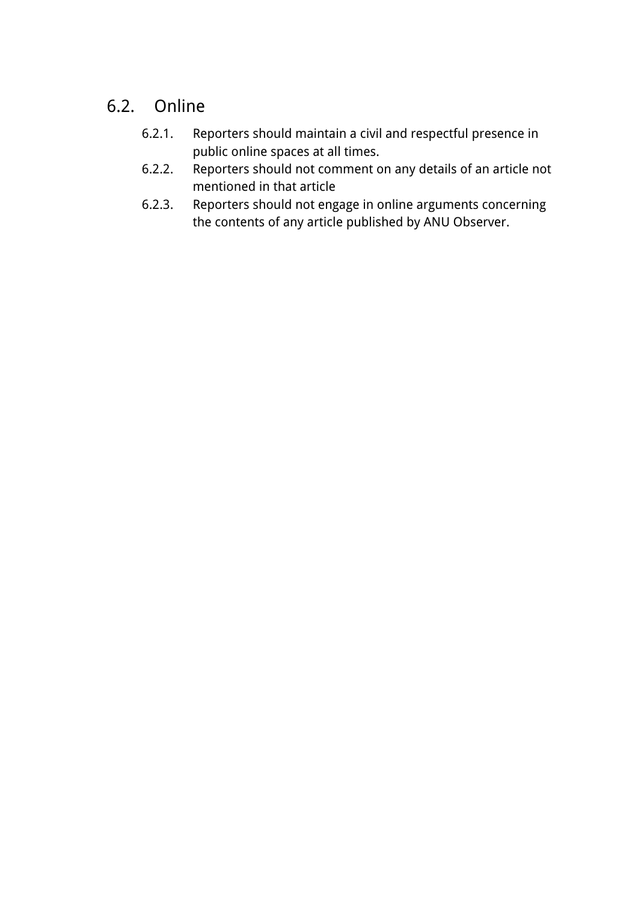## 6.2. Online

6.2.1. Reporters should maintain a civil and respectful presence in public online spaces at all times.

6.2.2. Reporters should not comment on any details of an article not mentioned in that article

6.2.3. Reporters should not engage in online arguments concerning the contents of any article published by ANU Observer.